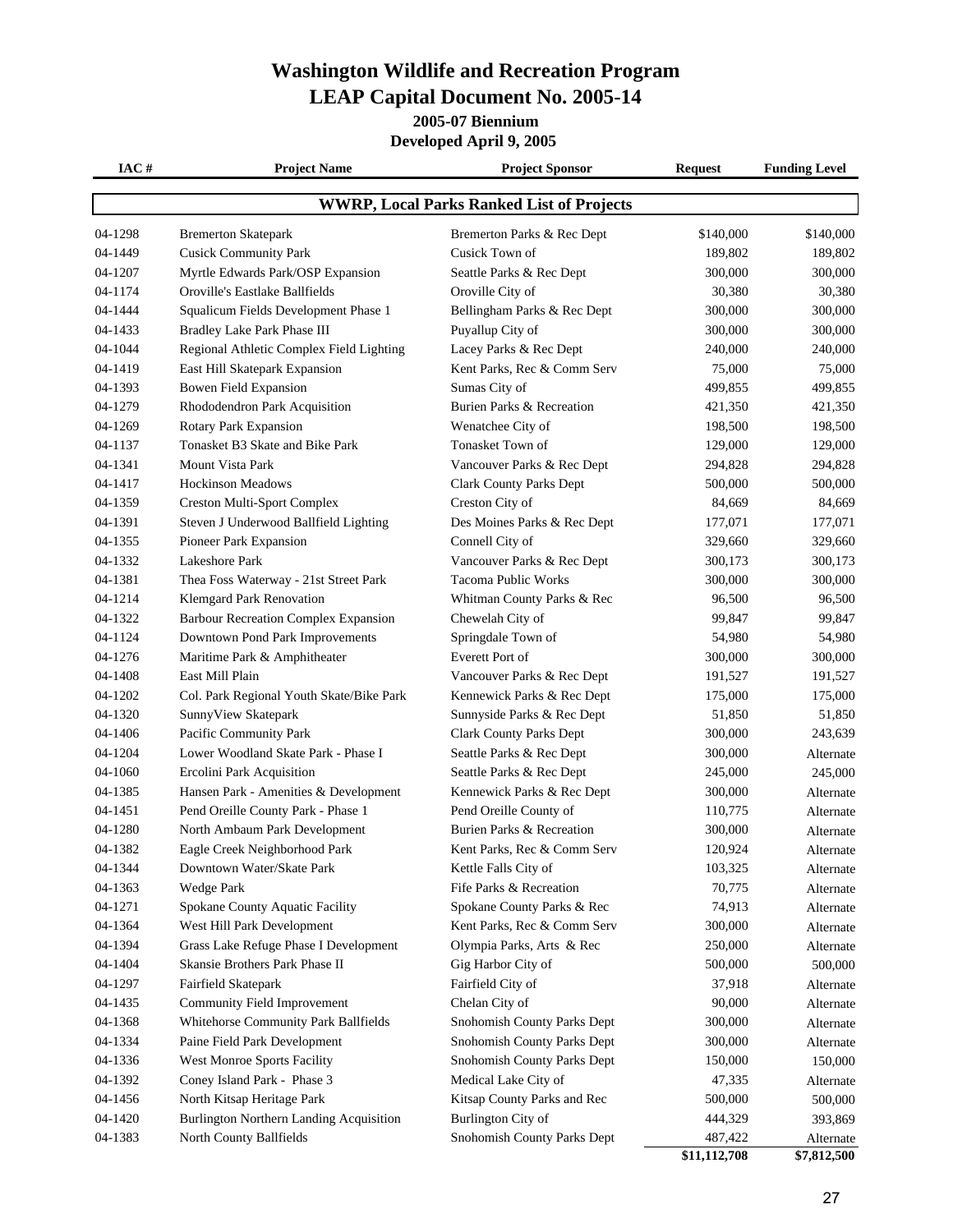# Washington Wildlife and Recreation Program

# LEAP Capital Document No. 2005-14

### 2005-07 Biennium

### Developed April 9, 2005

## WWRP, Local Parks Ranked List of Projects

| IAC # | Project Name | Project Sponsor | Request | Funding Level |
|---|---|---|---|---|
| 04-1298 | Bremerton Skatepark | Bremerton Parks & Rec Dept | $140,000 | $140,000 |
| 04-1449 | Cusick Community Park | Cusick Town of | 189,802 | 189,802 |
| 04-1207 | Myrtle Edwards Park/OSP Expansion | Seattle Parks & Rec Dept | 300,000 | 300,000 |
| 04-1174 | Oroville's Eastlake Ballfields | Oroville City of | 30,380 | 30,380 |
| 04-1444 | Squalicum Fields Development Phase 1 | Bellingham Parks & Rec Dept | 300,000 | 300,000 |
| 04-1433 | Bradley Lake Park Phase III | Puyallup City of | 300,000 | 300,000 |
| 04-1044 | Regional Athletic Complex Field Lighting | Lacey Parks & Rec Dept | 240,000 | 240,000 |
| 04-1419 | East Hill Skatepark Expansion | Kent Parks, Rec & Comm Serv | 75,000 | 75,000 |
| 04-1393 | Bowen Field Expansion | Sumas City of | 499,855 | 499,855 |
| 04-1279 | Rhododendron Park Acquisition | Burien Parks & Recreation | 421,350 | 421,350 |
| 04-1269 | Rotary Park Expansion | Wenatchee City of | 198,500 | 198,500 |
| 04-1137 | Tonasket B3 Skate and Bike Park | Tonasket Town of | 129,000 | 129,000 |
| 04-1341 | Mount Vista Park | Vancouver Parks & Rec Dept | 294,828 | 294,828 |
| 04-1417 | Hockinson Meadows | Clark County Parks Dept | 500,000 | 500,000 |
| 04-1359 | Creston Multi-Sport Complex | Creston City of | 84,669 | 84,669 |
| 04-1391 | Steven J Underwood Ballfield Lighting | Des Moines Parks & Rec Dept | 177,071 | 177,071 |
| 04-1355 | Pioneer Park Expansion | Connell City of | 329,660 | 329,660 |
| 04-1332 | Lakeshore Park | Vancouver Parks & Rec Dept | 300,173 | 300,173 |
| 04-1381 | Thea Foss Waterway - 21st Street Park | Tacoma Public Works | 300,000 | 300,000 |
| 04-1214 | Klemgard Park Renovation | Whitman County Parks & Rec | 96,500 | 96,500 |
| 04-1322 | Barbour Recreation Complex Expansion | Chewelah City of | 99,847 | 99,847 |
| 04-1124 | Downtown Pond Park Improvements | Springdale Town of | 54,980 | 54,980 |
| 04-1276 | Maritime Park & Amphitheater | Everett Port of | 300,000 | 300,000 |
| 04-1408 | East Mill Plain | Vancouver Parks & Rec Dept | 191,527 | 191,527 |
| 04-1202 | Col. Park Regional Youth Skate/Bike Park | Kennewick Parks & Rec Dept | 175,000 | 175,000 |
| 04-1320 | SunnyView Skatepark | Sunnyside Parks & Rec Dept | 51,850 | 51,850 |
| 04-1406 | Pacific Community Park | Clark County Parks Dept | 300,000 | 243,639 |
| 04-1204 | Lower Woodland Skate Park - Phase I | Seattle Parks & Rec Dept | 300,000 | Alternate |
| 04-1060 | Ercolini Park Acquisition | Seattle Parks & Rec Dept | 245,000 | 245,000 |
| 04-1385 | Hansen Park - Amenities & Development | Kennewick Parks & Rec Dept | 300,000 | Alternate |
| 04-1451 | Pend Oreille County Park - Phase 1 | Pend Oreille County of | 110,775 | Alternate |
| 04-1280 | North Ambaum Park Development | Burien Parks & Recreation | 300,000 | Alternate |
| 04-1382 | Eagle Creek Neighborhood Park | Kent Parks, Rec & Comm Serv | 120,924 | Alternate |
| 04-1344 | Downtown Water/Skate Park | Kettle Falls City of | 103,325 | Alternate |
| 04-1363 | Wedge Park | Fife Parks & Recreation | 70,775 | Alternate |
| 04-1271 | Spokane County Aquatic Facility | Spokane County Parks & Rec | 74,913 | Alternate |
| 04-1364 | West Hill Park Development | Kent Parks, Rec & Comm Serv | 300,000 | Alternate |
| 04-1394 | Grass Lake Refuge Phase I Development | Olympia Parks, Arts & Rec | 250,000 | Alternate |
| 04-1404 | Skansie Brothers Park Phase II | Gig Harbor City of | 500,000 | 500,000 |
| 04-1297 | Fairfield Skatepark | Fairfield City of | 37,918 | Alternate |
| 04-1435 | Community Field Improvement | Chelan City of | 90,000 | Alternate |
| 04-1368 | Whitehorse Community Park Ballfields | Snohomish County Parks Dept | 300,000 | Alternate |
| 04-1334 | Paine Field Park Development | Snohomish County Parks Dept | 300,000 | Alternate |
| 04-1336 | West Monroe Sports Facility | Snohomish County Parks Dept | 150,000 | 150,000 |
| 04-1392 | Coney Island Park - Phase 3 | Medical Lake City of | 47,335 | Alternate |
| 04-1456 | North Kitsap Heritage Park | Kitsap County Parks and Rec | 500,000 | 500,000 |
| 04-1420 | Burlington Northern Landing Acquisition | Burlington City of | 444,329 | 393,869 |
| 04-1383 | North County Ballfields | Snohomish County Parks Dept | 487,422 | Alternate |
| | | | **$11,112,708** | **$7,812,500** |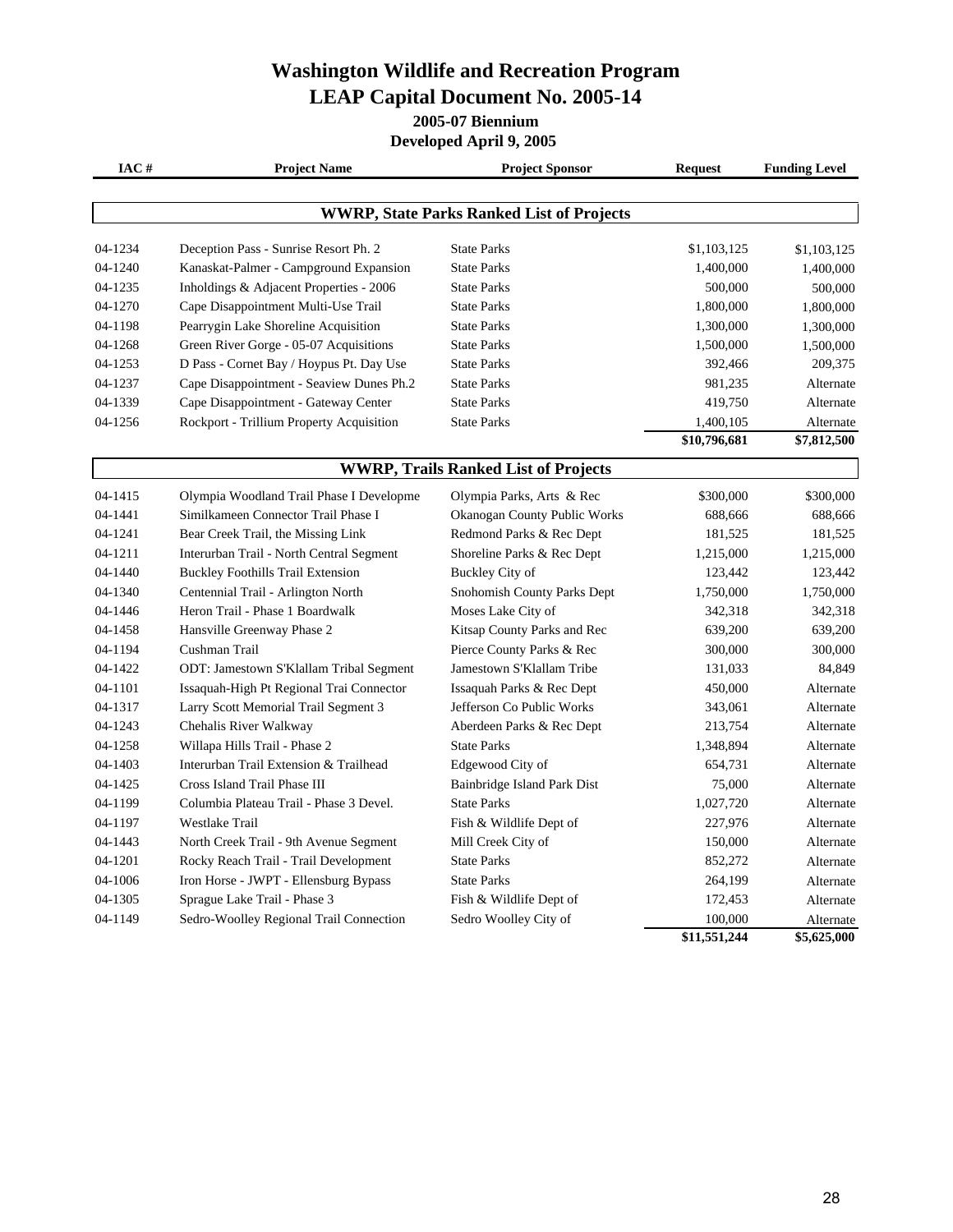# Washington Wildlife and Recreation Program
# LEAP Capital Document No. 2005-14

### 2005-07 Biennium
### Developed April 9, 2005

| IAC # | Project Name | Project Sponsor | Request | Funding Level |
|---|---|---|---|---|
| | **WWRP, State Parks Ranked List of Projects** | | | |
| 04-1234 | Deception Pass - Sunrise Resort Ph. 2 | State Parks | $1,103,125 | $1,103,125 |
| 04-1240 | Kanaskat-Palmer - Campground Expansion | State Parks | 1,400,000 | 1,400,000 |
| 04-1235 | Inholdings & Adjacent Properties - 2006 | State Parks | 500,000 | 500,000 |
| 04-1270 | Cape Disappointment Multi-Use Trail | State Parks | 1,800,000 | 1,800,000 |
| 04-1198 | Pearrygin Lake Shoreline Acquisition | State Parks | 1,300,000 | 1,300,000 |
| 04-1268 | Green River Gorge - 05-07 Acquisitions | State Parks | 1,500,000 | 1,500,000 |
| 04-1253 | D Pass - Cornet Bay / Hoypus Pt. Day Use | State Parks | 392,466 | 209,375 |
| 04-1237 | Cape Disappointment - Seaview Dunes Ph.2 | State Parks | 981,235 | Alternate |
| 04-1339 | Cape Disappointment - Gateway Center | State Parks | 419,750 | Alternate |
| 04-1256 | Rockport - Trillium Property Acquisition | State Parks | 1,400,105 | Alternate |
| | | | **$10,796,681** | **$7,812,500** |
| | **WWRP, Trails Ranked List of Projects** | | | |
| 04-1415 | Olympia Woodland Trail Phase I Developme | Olympia Parks, Arts & Rec | $300,000 | $300,000 |
| 04-1441 | Similkameen Connector Trail Phase I | Okanogan County Public Works | 688,666 | 688,666 |
| 04-1241 | Bear Creek Trail, the Missing Link | Redmond Parks & Rec Dept | 181,525 | 181,525 |
| 04-1211 | Interurban Trail - North Central Segment | Shoreline Parks & Rec Dept | 1,215,000 | 1,215,000 |
| 04-1440 | Buckley Foothills Trail Extension | Buckley City of | 123,442 | 123,442 |
| 04-1340 | Centennial Trail - Arlington North | Snohomish County Parks Dept | 1,750,000 | 1,750,000 |
| 04-1446 | Heron Trail - Phase 1 Boardwalk | Moses Lake City of | 342,318 | 342,318 |
| 04-1458 | Hansville Greenway Phase 2 | Kitsap County Parks and Rec | 639,200 | 639,200 |
| 04-1194 | Cushman Trail | Pierce County Parks & Rec | 300,000 | 300,000 |
| 04-1422 | ODT: Jamestown S'Klallam Tribal Segment | Jamestown S'Klallam Tribe | 131,033 | 84,849 |
| 04-1101 | Issaquah-High Pt Regional Trai Connector | Issaquah Parks & Rec Dept | 450,000 | Alternate |
| 04-1317 | Larry Scott Memorial Trail Segment 3 | Jefferson Co Public Works | 343,061 | Alternate |
| 04-1243 | Chehalis River Walkway | Aberdeen Parks & Rec Dept | 213,754 | Alternate |
| 04-1258 | Willapa Hills Trail - Phase 2 | State Parks | 1,348,894 | Alternate |
| 04-1403 | Interurban Trail Extension & Trailhead | Edgewood City of | 654,731 | Alternate |
| 04-1425 | Cross Island Trail Phase III | Bainbridge Island Park Dist | 75,000 | Alternate |
| 04-1199 | Columbia Plateau Trail - Phase 3 Devel. | State Parks | 1,027,720 | Alternate |
| 04-1197 | Westlake Trail | Fish & Wildlife Dept of | 227,976 | Alternate |
| 04-1443 | North Creek Trail - 9th Avenue Segment | Mill Creek City of | 150,000 | Alternate |
| 04-1201 | Rocky Reach Trail - Trail Development | State Parks | 852,272 | Alternate |
| 04-1006 | Iron Horse - JWPT - Ellensburg Bypass | State Parks | 264,199 | Alternate |
| 04-1305 | Sprague Lake Trail - Phase 3 | Fish & Wildlife Dept of | 172,453 | Alternate |
| 04-1149 | Sedro-Woolley Regional Trail Connection | Sedro Woolley City of | 100,000 | Alternate |
| | | | **$11,551,244** | **$5,625,000** |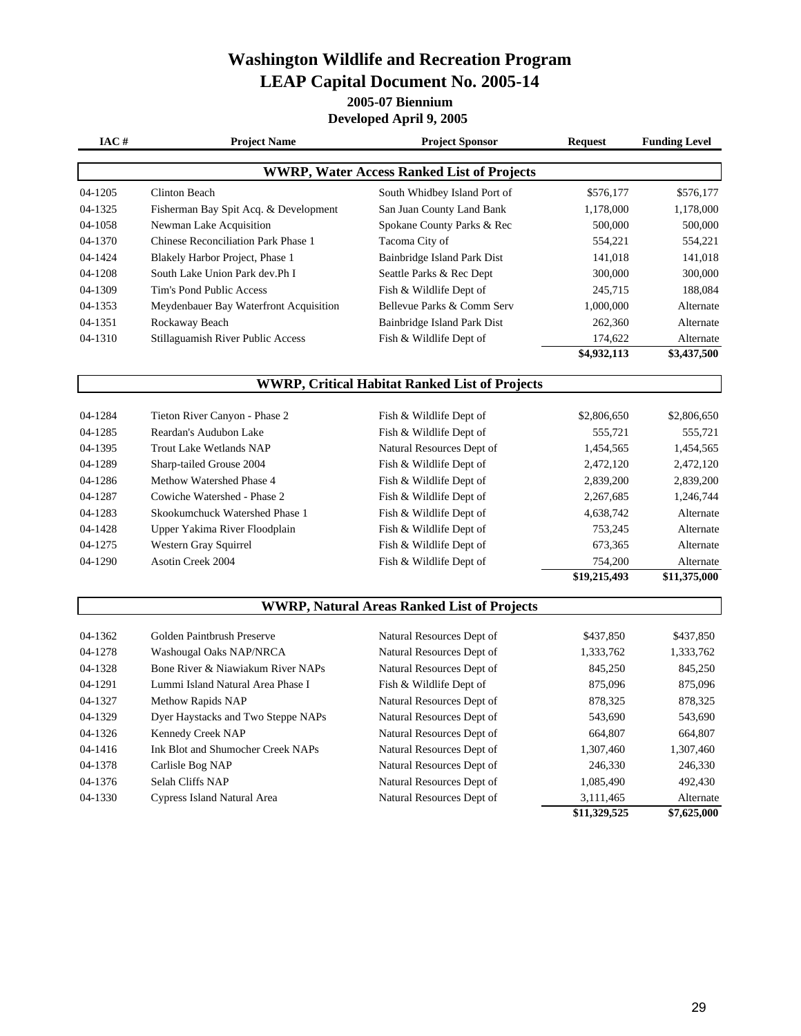# Washington Wildlife and Recreation Program
# LEAP Capital Document No. 2005-14

### 2005-07 Biennium
### Developed April 9, 2005

| IAC # | Project Name | Project Sponsor | Request | Funding Level |
|---|---|---|---|---|
| | **WWRP, Water Access Ranked List of Projects** | | | |
| 04-1205 | Clinton Beach | South Whidbey Island Port of | $576,177 | $576,177 |
| 04-1325 | Fisherman Bay Spit Acq. & Development | San Juan County Land Bank | 1,178,000 | 1,178,000 |
| 04-1058 | Newman Lake Acquisition | Spokane County Parks & Rec | 500,000 | 500,000 |
| 04-1370 | Chinese Reconciliation Park Phase 1 | Tacoma City of | 554,221 | 554,221 |
| 04-1424 | Blakely Harbor Project, Phase 1 | Bainbridge Island Park Dist | 141,018 | 141,018 |
| 04-1208 | South Lake Union Park dev.Ph I | Seattle Parks & Rec Dept | 300,000 | 300,000 |
| 04-1309 | Tim's Pond Public Access | Fish & Wildlife Dept of | 245,715 | 188,084 |
| 04-1353 | Meydenbauer Bay Waterfront Acquisition | Bellevue Parks & Comm Serv | 1,000,000 | Alternate |
| 04-1351 | Rockaway Beach | Bainbridge Island Park Dist | 262,360 | Alternate |
| 04-1310 | Stillaguamish River Public Access | Fish & Wildlife Dept of | 174,622 | Alternate |
| | | | **$4,932,113** | **$3,437,500** |
| | **WWRP, Critical Habitat Ranked List of Projects** | | | |
| 04-1284 | Tieton River Canyon - Phase 2 | Fish & Wildlife Dept of | $2,806,650 | $2,806,650 |
| 04-1285 | Reardan's Audubon Lake | Fish & Wildlife Dept of | 555,721 | 555,721 |
| 04-1395 | Trout Lake Wetlands NAP | Natural Resources Dept of | 1,454,565 | 1,454,565 |
| 04-1289 | Sharp-tailed Grouse 2004 | Fish & Wildlife Dept of | 2,472,120 | 2,472,120 |
| 04-1286 | Methow Watershed Phase 4 | Fish & Wildlife Dept of | 2,839,200 | 2,839,200 |
| 04-1287 | Cowiche Watershed - Phase 2 | Fish & Wildlife Dept of | 2,267,685 | 1,246,744 |
| 04-1283 | Skookumchuck Watershed Phase 1 | Fish & Wildlife Dept of | 4,638,742 | Alternate |
| 04-1428 | Upper Yakima River Floodplain | Fish & Wildlife Dept of | 753,245 | Alternate |
| 04-1275 | Western Gray Squirrel | Fish & Wildlife Dept of | 673,365 | Alternate |
| 04-1290 | Asotin Creek 2004 | Fish & Wildlife Dept of | 754,200 | Alternate |
| | | | **$19,215,493** | **$11,375,000** |
| | **WWRP, Natural Areas Ranked List of Projects** | | | |
| 04-1362 | Golden Paintbrush Preserve | Natural Resources Dept of | $437,850 | $437,850 |
| 04-1278 | Washougal Oaks NAP/NRCA | Natural Resources Dept of | 1,333,762 | 1,333,762 |
| 04-1328 | Bone River & Niawiakum River NAPs | Natural Resources Dept of | 845,250 | 845,250 |
| 04-1291 | Lummi Island Natural Area Phase I | Fish & Wildlife Dept of | 875,096 | 875,096 |
| 04-1327 | Methow Rapids NAP | Natural Resources Dept of | 878,325 | 878,325 |
| 04-1329 | Dyer Haystacks and Two Steppe NAPs | Natural Resources Dept of | 543,690 | 543,690 |
| 04-1326 | Kennedy Creek NAP | Natural Resources Dept of | 664,807 | 664,807 |
| 04-1416 | Ink Blot and Shumocher Creek NAPs | Natural Resources Dept of | 1,307,460 | 1,307,460 |
| 04-1378 | Carlisle Bog NAP | Natural Resources Dept of | 246,330 | 246,330 |
| 04-1376 | Selah Cliffs NAP | Natural Resources Dept of | 1,085,490 | 492,430 |
| 04-1330 | Cypress Island Natural Area | Natural Resources Dept of | 3,111,465 | Alternate |
| | | | **$11,329,525** | **$7,625,000** |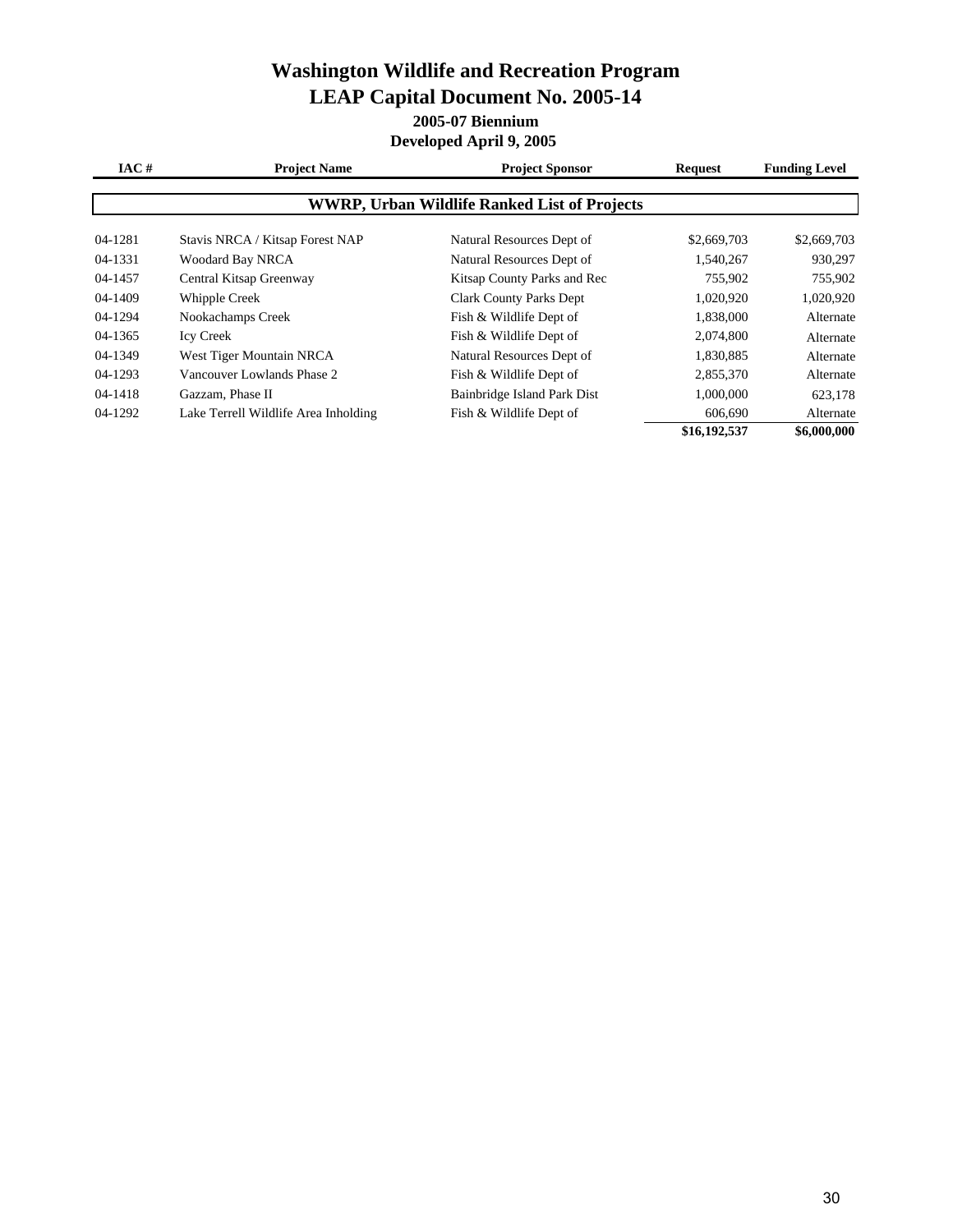# Washington Wildlife and Recreation Program

## LEAP Capital Document No. 2005-14

### 2005-07 Biennium

### Developed April 9, 2005

| IAC # | Project Name | Project Sponsor | Request | Funding Level |
|---|---|---|---|---|
| **WWRP, Urban Wildlife Ranked List of Projects** | | | | |
| 04-1281 | Stavis NRCA / Kitsap Forest NAP | Natural Resources Dept of | $2,669,703 | $2,669,703 |
| 04-1331 | Woodard Bay NRCA | Natural Resources Dept of | 1,540,267 | 930,297 |
| 04-1457 | Central Kitsap Greenway | Kitsap County Parks and Rec | 755,902 | 755,902 |
| 04-1409 | Whipple Creek | Clark County Parks Dept | 1,020,920 | 1,020,920 |
| 04-1294 | Nookachamps Creek | Fish & Wildlife Dept of | 1,838,000 | Alternate |
| 04-1365 | Icy Creek | Fish & Wildlife Dept of | 2,074,800 | Alternate |
| 04-1349 | West Tiger Mountain NRCA | Natural Resources Dept of | 1,830,885 | Alternate |
| 04-1293 | Vancouver Lowlands Phase 2 | Fish & Wildlife Dept of | 2,855,370 | Alternate |
| 04-1418 | Gazzam, Phase II | Bainbridge Island Park Dist | 1,000,000 | 623,178 |
| 04-1292 | Lake Terrell Wildlife Area Inholding | Fish & Wildlife Dept of | 606,690 | Alternate |
| | | | **$16,192,537** | **$6,000,000** |